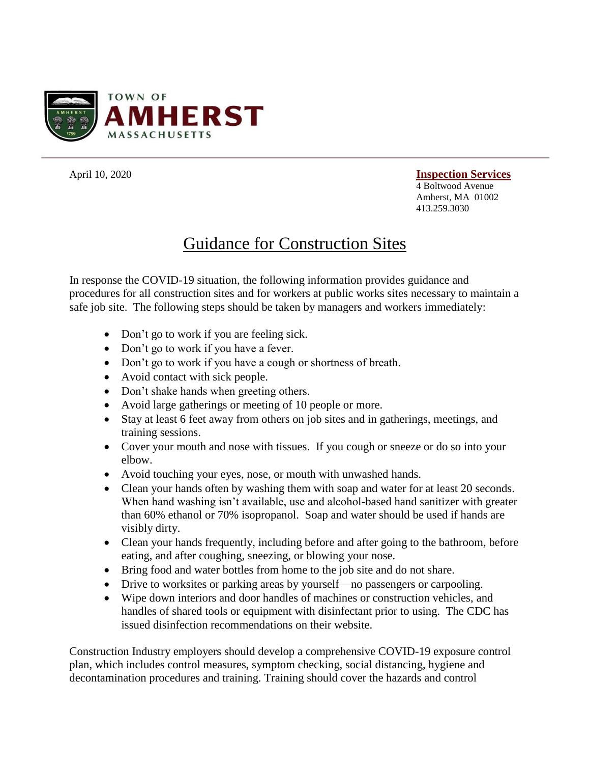TOWN OF

**AMHERST**

MASSACHUSETTS

April 10, 2020

**Inspection Services**
4 Boltwood Avenue
Amherst, MA 01002
413.259.3030

# Guidance for Construction Sites

In response the COVID-19 situation, the following information provides guidance and procedures for all construction sites and for workers at public works sites necessary to maintain a safe job site. The following steps should be taken by managers and workers immediately:

- Don't go to work if you are feeling sick.
- Don't go to work if you have a fever.
- Don't go to work if you have a cough or shortness of breath.
- Avoid contact with sick people.
- Don't shake hands when greeting others.
- Avoid large gatherings or meeting of 10 people or more.
- Stay at least 6 feet away from others on job sites and in gatherings, meetings, and training sessions.
- Cover your mouth and nose with tissues. If you cough or sneeze or do so into your elbow.
- Avoid touching your eyes, nose, or mouth with unwashed hands.
- Clean your hands often by washing them with soap and water for at least 20 seconds. When hand washing isn't available, use and alcohol-based hand sanitizer with greater than 60% ethanol or 70% isopropanol. Soap and water should be used if hands are visibly dirty.
- Clean your hands frequently, including before and after going to the bathroom, before eating, and after coughing, sneezing, or blowing your nose.
- Bring food and water bottles from home to the job site and do not share.
- Drive to worksites or parking areas by yourself—no passengers or carpooling.
- Wipe down interiors and door handles of machines or construction vehicles, and handles of shared tools or equipment with disinfectant prior to using. The CDC has issued disinfection recommendations on their website.

Construction Industry employers should develop a comprehensive COVID-19 exposure control plan, which includes control measures, symptom checking, social distancing, hygiene and decontamination procedures and training. Training should cover the hazards and control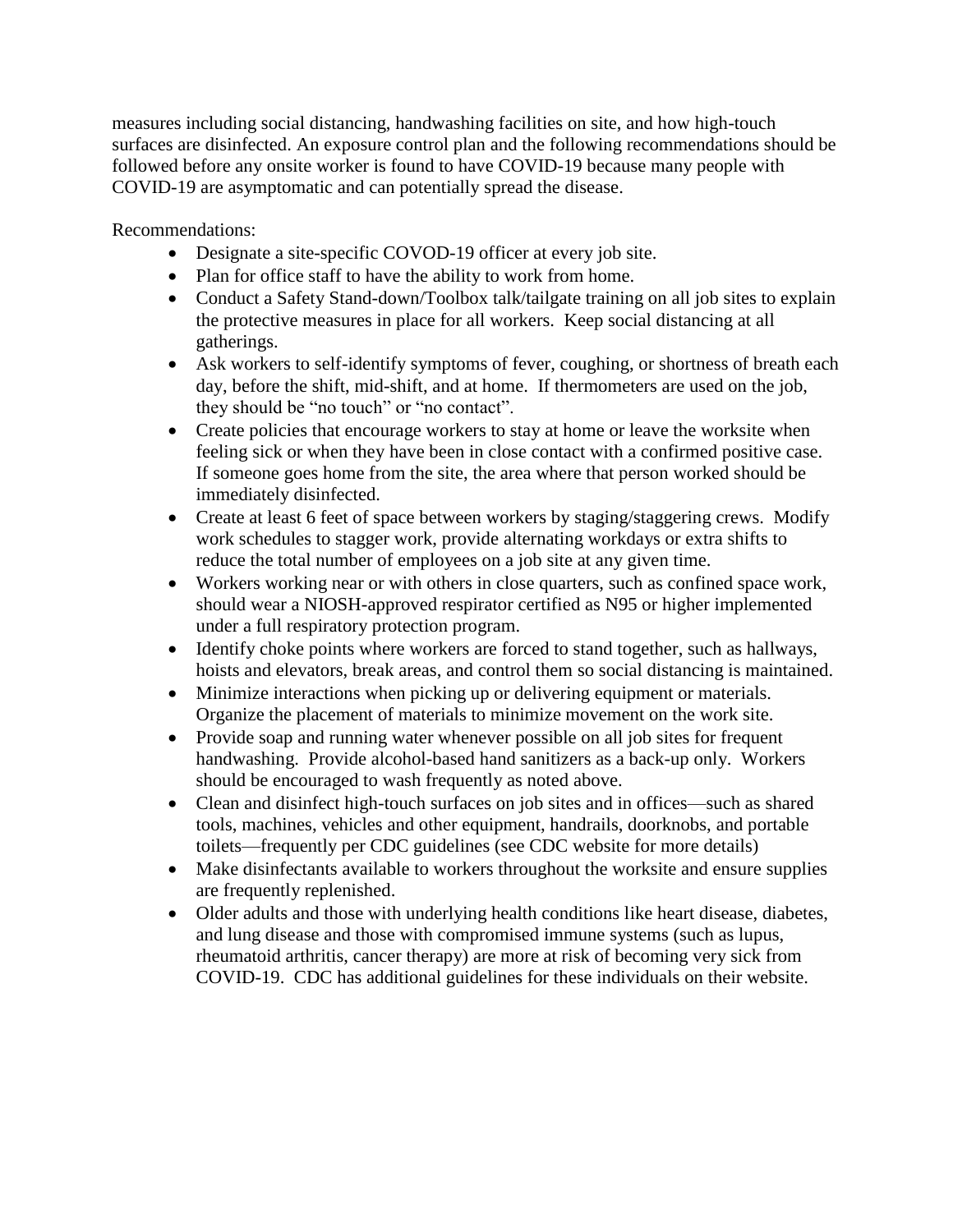measures including social distancing, handwashing facilities on site, and how high-touch surfaces are disinfected. An exposure control plan and the following recommendations should be followed before any onsite worker is found to have COVID-19 because many people with COVID-19 are asymptomatic and can potentially spread the disease.

Recommendations:

- Designate a site-specific COVOD-19 officer at every job site.
- Plan for office staff to have the ability to work from home.
- Conduct a Safety Stand-down/Toolbox talk/tailgate training on all job sites to explain the protective measures in place for all workers. Keep social distancing at all gatherings.
- Ask workers to self-identify symptoms of fever, coughing, or shortness of breath each day, before the shift, mid-shift, and at home. If thermometers are used on the job, they should be "no touch" or "no contact".
- Create policies that encourage workers to stay at home or leave the worksite when feeling sick or when they have been in close contact with a confirmed positive case. If someone goes home from the site, the area where that person worked should be immediately disinfected.
- Create at least 6 feet of space between workers by staging/staggering crews. Modify work schedules to stagger work, provide alternating workdays or extra shifts to reduce the total number of employees on a job site at any given time.
- Workers working near or with others in close quarters, such as confined space work, should wear a NIOSH-approved respirator certified as N95 or higher implemented under a full respiratory protection program.
- Identify choke points where workers are forced to stand together, such as hallways, hoists and elevators, break areas, and control them so social distancing is maintained.
- Minimize interactions when picking up or delivering equipment or materials. Organize the placement of materials to minimize movement on the work site.
- Provide soap and running water whenever possible on all job sites for frequent handwashing. Provide alcohol-based hand sanitizers as a back-up only. Workers should be encouraged to wash frequently as noted above.
- Clean and disinfect high-touch surfaces on job sites and in offices—such as shared tools, machines, vehicles and other equipment, handrails, doorknobs, and portable toilets—frequently per CDC guidelines (see CDC website for more details)
- Make disinfectants available to workers throughout the worksite and ensure supplies are frequently replenished.
- Older adults and those with underlying health conditions like heart disease, diabetes, and lung disease and those with compromised immune systems (such as lupus, rheumatoid arthritis, cancer therapy) are more at risk of becoming very sick from COVID-19. CDC has additional guidelines for these individuals on their website.